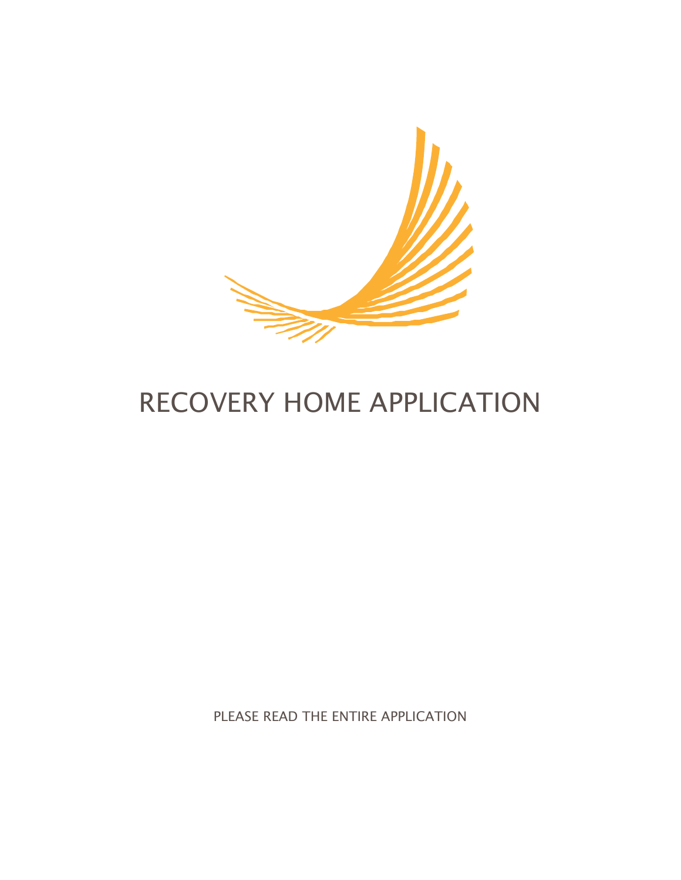# RECOVERY HOME APPLICATION

PLEASE READ THE ENTIRE APPLICATION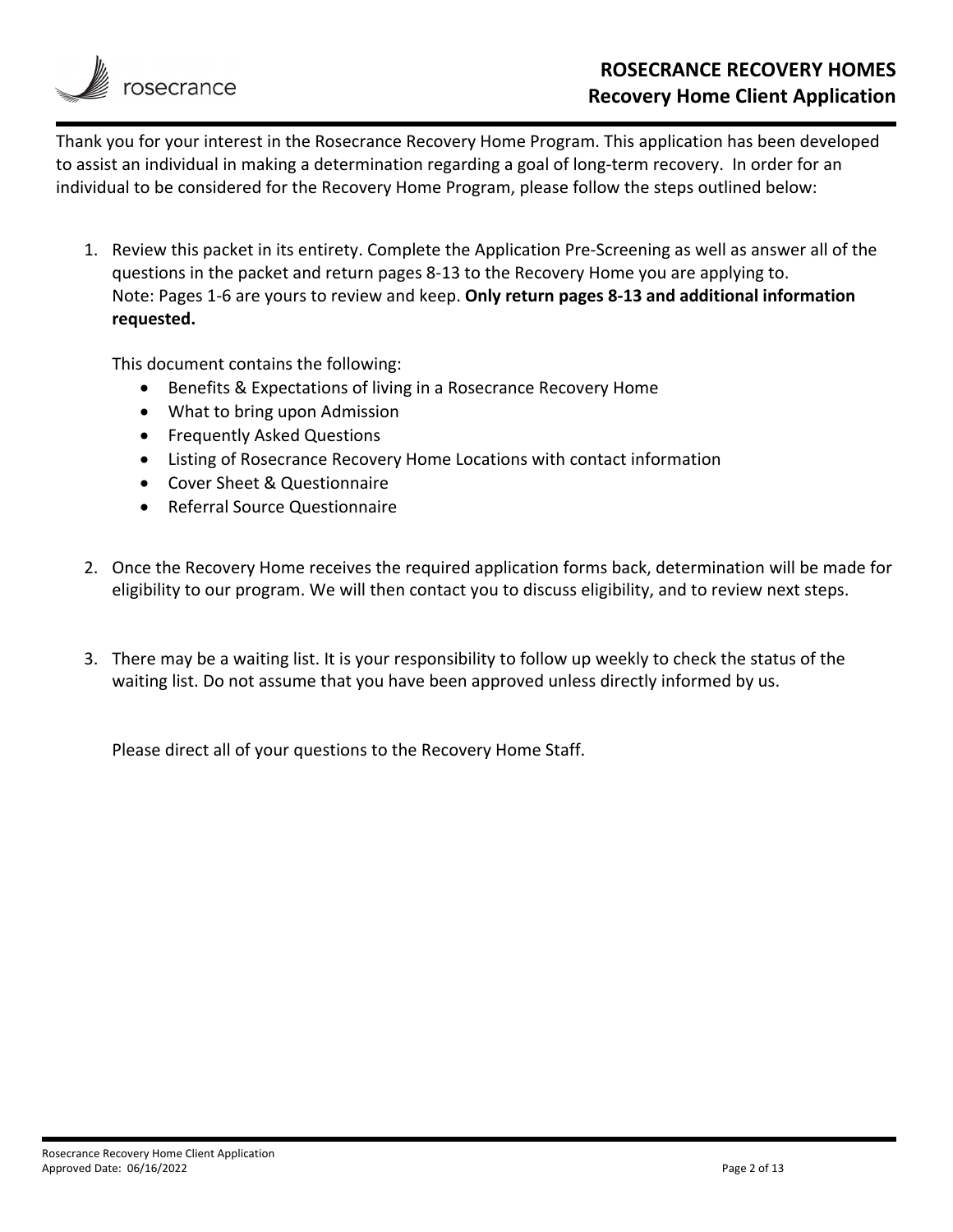# ROSECRANCE RECOVERY HOMES
## Recovery Home Client Application

Thank you for your interest in the Rosecrance Recovery Home Program. This application has been developed to assist an individual in making a determination regarding a goal of long-term recovery. In order for an individual to be considered for the Recovery Home Program, please follow the steps outlined below:

1. Review this packet in its entirety. Complete the Application Pre-Screening as well as answer all of the questions in the packet and return pages 8-13 to the Recovery Home you are applying to. Note: Pages 1-6 are yours to review and keep. **Only return pages 8-13 and additional information requested.**

   This document contains the following:
   - Benefits & Expectations of living in a Rosecrance Recovery Home
   - What to bring upon Admission
   - Frequently Asked Questions
   - Listing of Rosecrance Recovery Home Locations with contact information
   - Cover Sheet & Questionnaire
   - Referral Source Questionnaire

2. Once the Recovery Home receives the required application forms back, determination will be made for eligibility to our program. We will then contact you to discuss eligibility, and to review next steps.

3. There may be a waiting list. It is your responsibility to follow up weekly to check the status of the waiting list. Do not assume that you have been approved unless directly informed by us.

   Please direct all of your questions to the Recovery Home Staff.

Rosecrance Recovery Home Client Application
Approved Date: 06/16/2022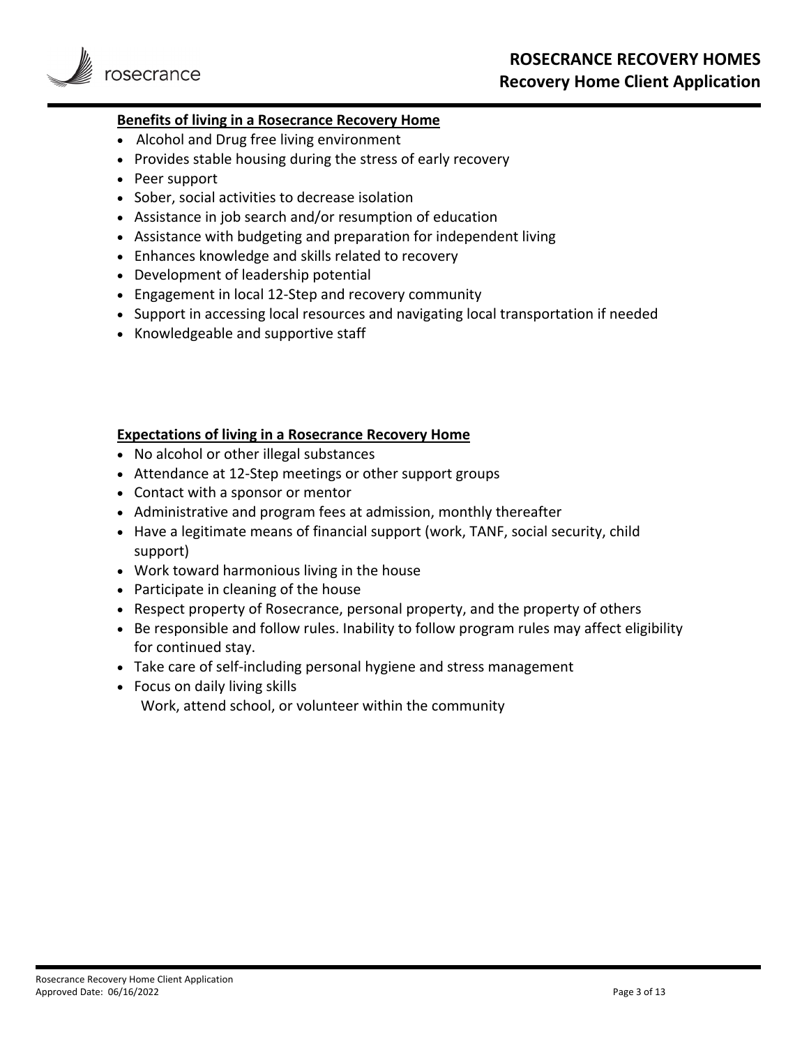**Benefits of living in a Rosecrance Recovery Home**

- Alcohol and Drug free living environment
- Provides stable housing during the stress of early recovery
- Peer support
- Sober, social activities to decrease isolation
- Assistance in job search and/or resumption of education
- Assistance with budgeting and preparation for independent living
- Enhances knowledge and skills related to recovery
- Development of leadership potential
- Engagement in local 12-Step and recovery community
- Support in accessing local resources and navigating local transportation if needed
- Knowledgeable and supportive staff

**Expectations of living in a Rosecrance Recovery Home**

- No alcohol or other illegal substances
- Attendance at 12-Step meetings or other support groups
- Contact with a sponsor or mentor
- Administrative and program fees at admission, monthly thereafter
- Have a legitimate means of financial support (work, TANF, social security, child support)
- Work toward harmonious living in the house
- Participate in cleaning of the house
- Respect property of Rosecrance, personal property, and the property of others
- Be responsible and follow rules. Inability to follow program rules may affect eligibility for continued stay.
- Take care of self-including personal hygiene and stress management
- Focus on daily living skills
  Work, attend school, or volunteer within the community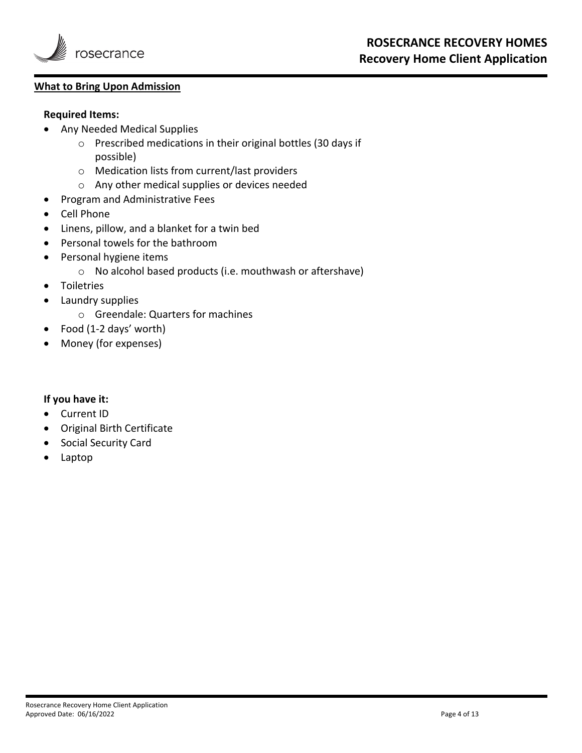## What to Bring Upon Admission

**Required Items:**

- Any Needed Medical Supplies
    - Prescribed medications in their original bottles (30 days if possible)
    - Medication lists from current/last providers
    - Any other medical supplies or devices needed
- Program and Administrative Fees
- Cell Phone
- Linens, pillow, and a blanket for a twin bed
- Personal towels for the bathroom
- Personal hygiene items
    - No alcohol based products (i.e. mouthwash or aftershave)
- Toiletries
- Laundry supplies
    - Greendale: Quarters for machines
- Food (1-2 days' worth)
- Money (for expenses)

**If you have it:**

- Current ID
- Original Birth Certificate
- Social Security Card
- Laptop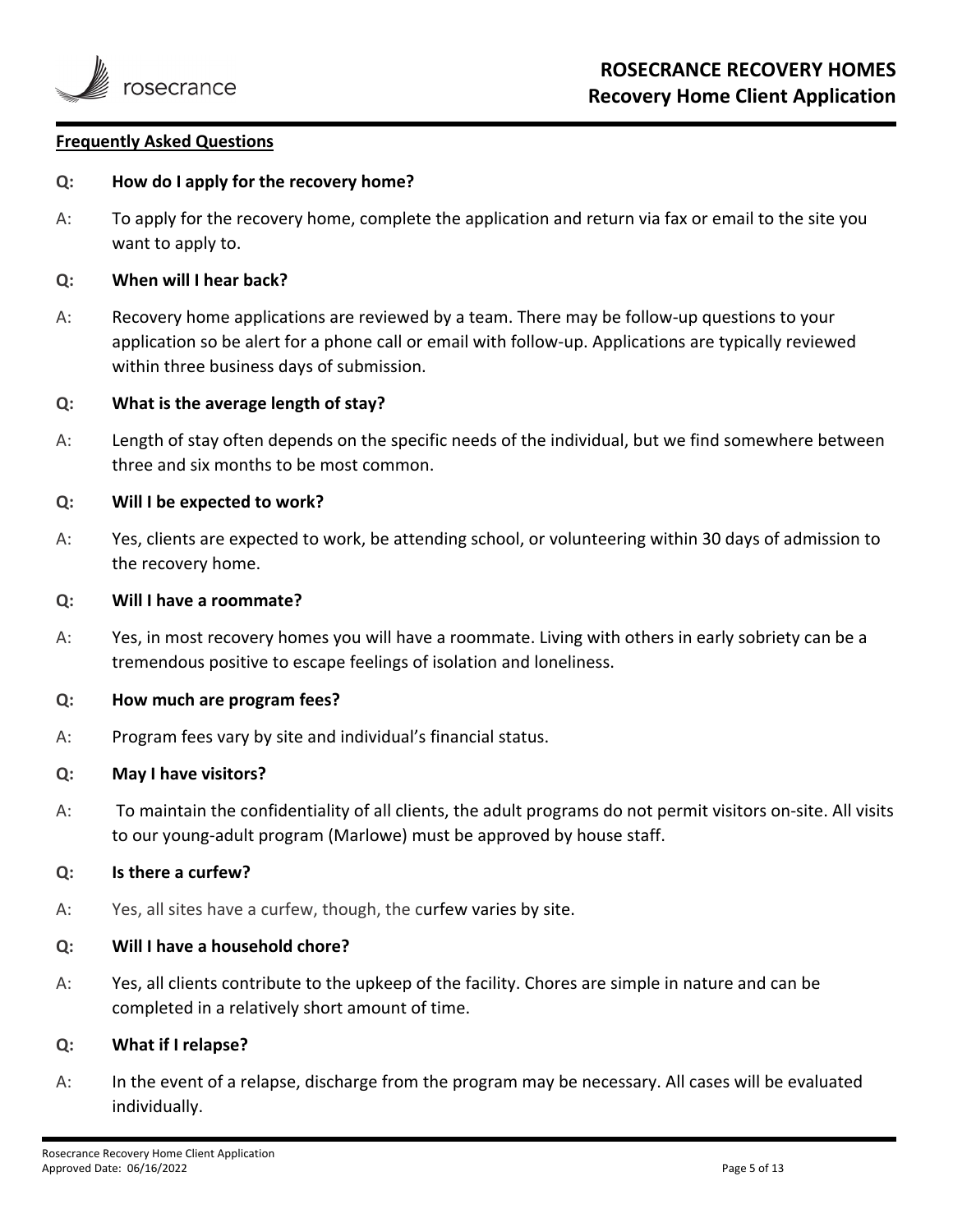## Frequently Asked Questions

**Q: How do I apply for the recovery home?**

A: To apply for the recovery home, complete the application and return via fax or email to the site you want to apply to.

**Q: When will I hear back?**

A: Recovery home applications are reviewed by a team. There may be follow-up questions to your application so be alert for a phone call or email with follow-up. Applications are typically reviewed within three business days of submission.

**Q: What is the average length of stay?**

A: Length of stay often depends on the specific needs of the individual, but we find somewhere between three and six months to be most common.

**Q: Will I be expected to work?**

A: Yes, clients are expected to work, be attending school, or volunteering within 30 days of admission to the recovery home.

**Q: Will I have a roommate?**

A: Yes, in most recovery homes you will have a roommate. Living with others in early sobriety can be a tremendous positive to escape feelings of isolation and loneliness.

**Q: How much are program fees?**

A: Program fees vary by site and individual's financial status.

**Q: May I have visitors?**

A: To maintain the confidentiality of all clients, the adult programs do not permit visitors on-site. All visits to our young-adult program (Marlowe) must be approved by house staff.

**Q: Is there a curfew?**

A: Yes, all sites have a curfew, though, the curfew varies by site.

**Q: Will I have a household chore?**

A: Yes, all clients contribute to the upkeep of the facility. Chores are simple in nature and can be completed in a relatively short amount of time.

**Q: What if I relapse?**

A: In the event of a relapse, discharge from the program may be necessary. All cases will be evaluated individually.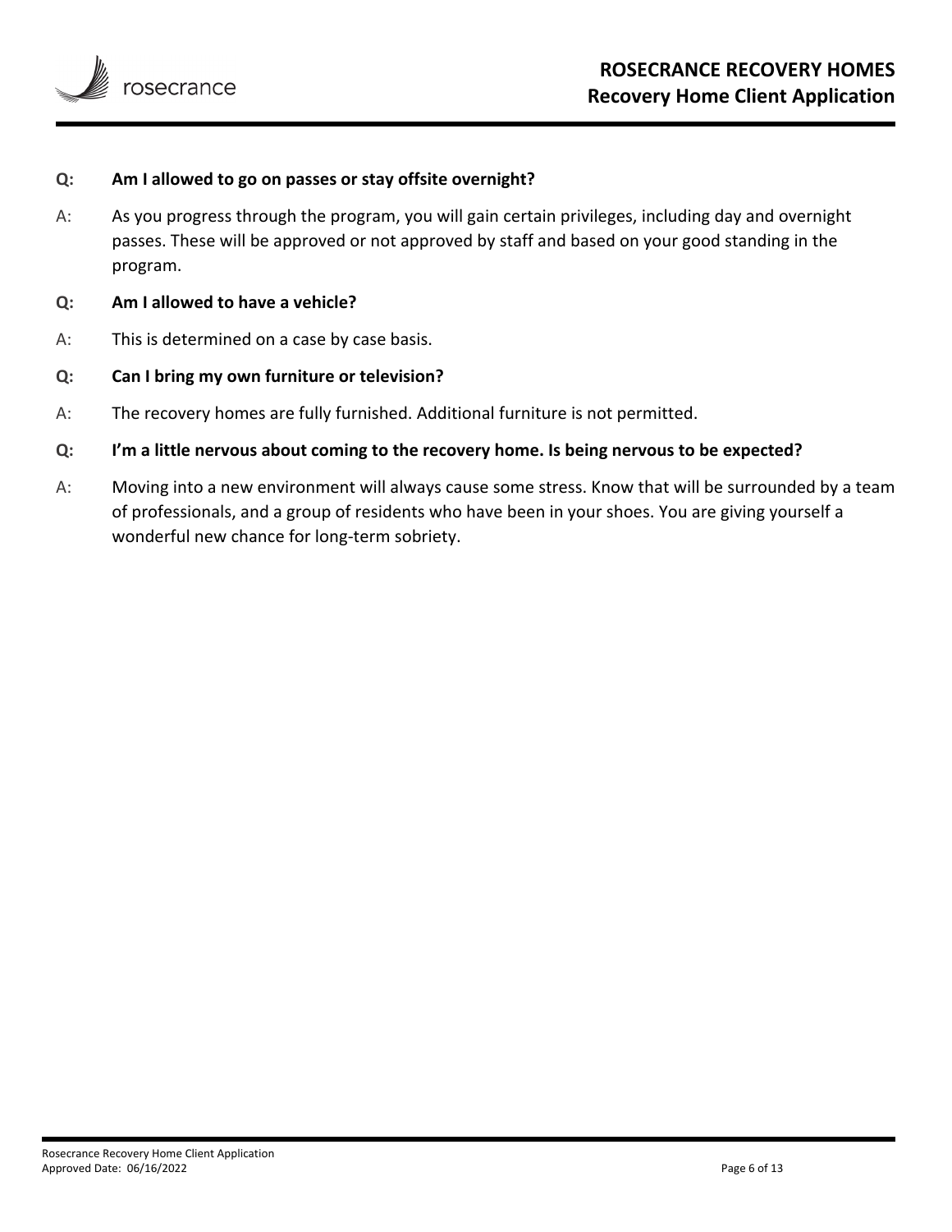**Q: Am I allowed to go on passes or stay offsite overnight?**

A: As you progress through the program, you will gain certain privileges, including day and overnight passes. These will be approved or not approved by staff and based on your good standing in the program.

**Q: Am I allowed to have a vehicle?**

A: This is determined on a case by case basis.

**Q: Can I bring my own furniture or television?**

A: The recovery homes are fully furnished. Additional furniture is not permitted.

**Q: I'm a little nervous about coming to the recovery home. Is being nervous to be expected?**

A: Moving into a new environment will always cause some stress. Know that will be surrounded by a team of professionals, and a group of residents who have been in your shoes. You are giving yourself a wonderful new chance for long-term sobriety.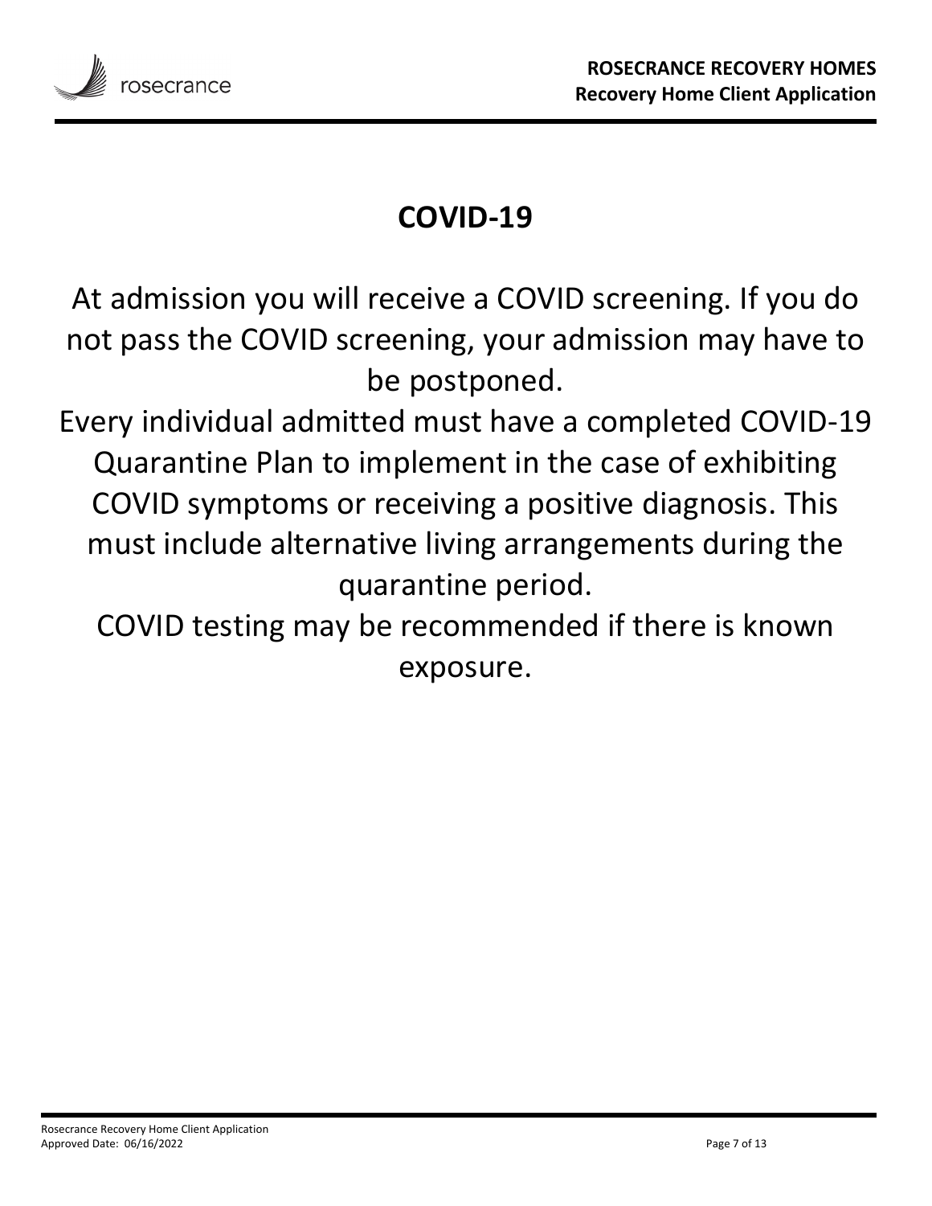# COVID-19

At admission you will receive a COVID screening. If you do not pass the COVID screening, your admission may have to be postponed.

Every individual admitted must have a completed COVID-19 Quarantine Plan to implement in the case of exhibiting COVID symptoms or receiving a positive diagnosis. This must include alternative living arrangements during the quarantine period.

COVID testing may be recommended if there is known exposure.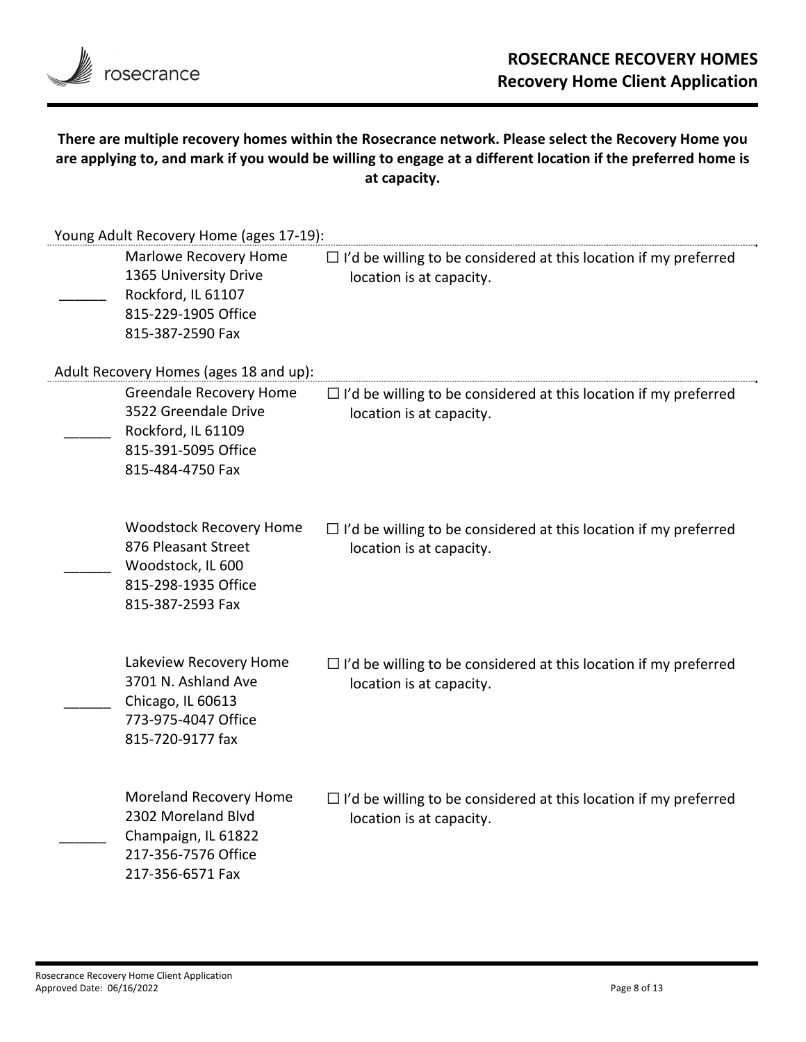# ROSECRANCE RECOVERY HOMES
## Recovery Home Client Application

**There are multiple recovery homes within the Rosecrance network. Please select the Recovery Home you are applying to, and mark if you would be willing to engage at a different location if the preferred home is at capacity.**

Young Adult Recovery Home (ages 17-19):

______ Marlowe Recovery Home
1365 University Drive
Rockford, IL 61107
815-229-1905 Office
815-387-2590 Fax

☐ I'd be willing to be considered at this location if my preferred location is at capacity.

Adult Recovery Homes (ages 18 and up):

______ Greendale Recovery Home
3522 Greendale Drive
Rockford, IL 61109
815-391-5095 Office
815-484-4750 Fax

☐ I'd be willing to be considered at this location if my preferred location is at capacity.

______ Woodstock Recovery Home
876 Pleasant Street
Woodstock, IL 600
815-298-1935 Office
815-387-2593 Fax

☐ I'd be willing to be considered at this location if my preferred location is at capacity.

______ Lakeview Recovery Home
3701 N. Ashland Ave
Chicago, IL 60613
773-975-4047 Office
815-720-9177 fax

☐ I'd be willing to be considered at this location if my preferred location is at capacity.

______ Moreland Recovery Home
2302 Moreland Blvd
Champaign, IL 61822
217-356-7576 Office
217-356-6571 Fax

☐ I'd be willing to be considered at this location if my preferred location is at capacity.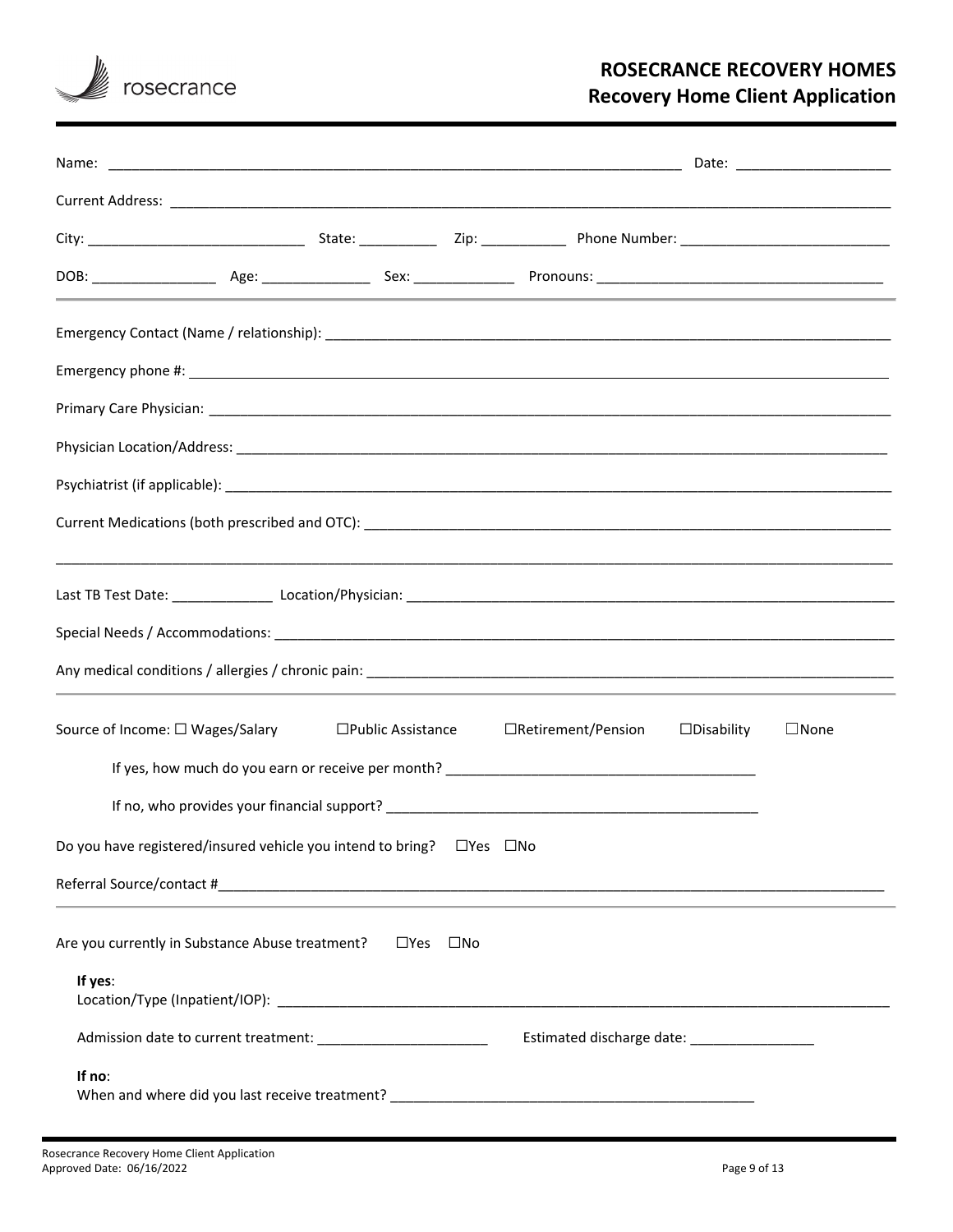# ROSECRANCE RECOVERY HOMES
## Recovery Home Client Application

Name: ___________________________________________________________________________ Date: ____________________

Current Address: _____________________________________________________________________________________________

City: ____________________________ State: __________ Zip: ___________ Phone Number: ___________________________

DOB: ________________ Age: ______________ Sex: _____________ Pronouns: _____________________________________

---

Emergency Contact (Name / relationship): ___________________________________________________________________________

Emergency phone #: ___________________________________________________________________________________________

Primary Care Physician: _______________________________________________________________________________________

Physician Location/Address: ____________________________________________________________________________________

Psychiatrist (if applicable): _____________________________________________________________________________________

Current Medications (both prescribed and OTC): _____________________________________________________________________

_______________________________________________________________________________________________________________

Last TB Test Date: _____________ Location/Physician: ________________________________________________________________

Special Needs / Accommodations: _________________________________________________________________________________

Any medical conditions / allergies / chronic pain: _____________________________________________________________________

---

Source of Income: ☐ Wages/Salary ☐Public Assistance ☐Retirement/Pension ☐Disability ☐None

If yes, how much do you earn or receive per month? ________________________________________

If no, who provides your financial support? _________________________________________________

Do you have registered/insured vehicle you intend to bring? ☐Yes ☐No

Referral Source/contact #_________________________________________________________________________________________

---

Are you currently in Substance Abuse treatment? ☐Yes ☐No

**If yes**:
Location/Type (Inpatient/IOP): ____________________________________________________________________________________

Admission date to current treatment: ______________________ Estimated discharge date: ________________

**If no**:
When and where did you last receive treatment? _______________________________________________

Rosecrance Recovery Home Client Application
Approved Date: 06/16/2022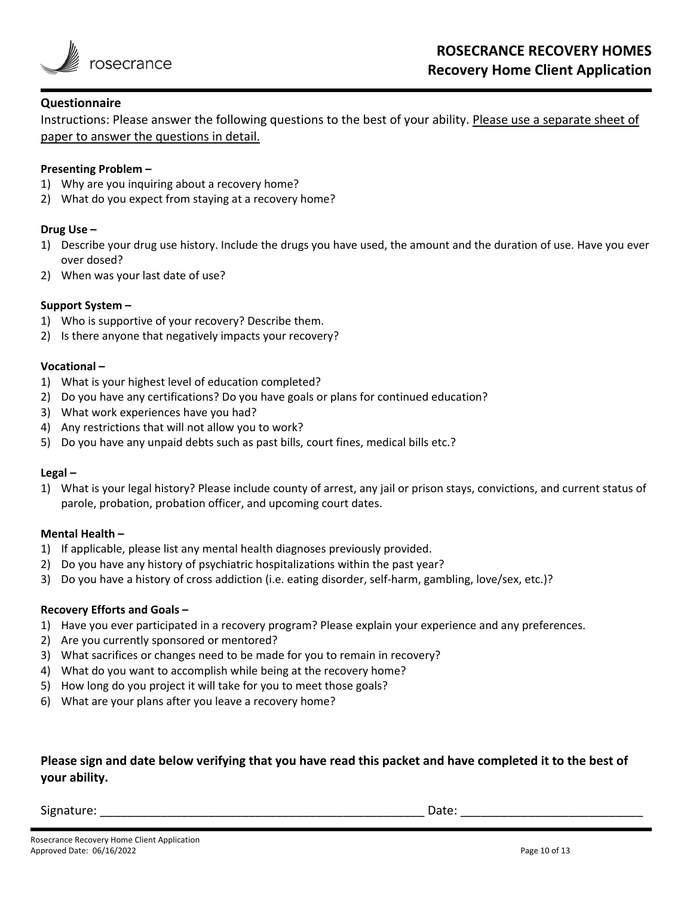## Questionnaire

Instructions: Please answer the following questions to the best of your ability. <u>Please use a separate sheet of paper to answer the questions in detail.</u>

**Presenting Problem –**

1) Why are you inquiring about a recovery home?
2) What do you expect from staying at a recovery home?

**Drug Use –**

1) Describe your drug use history. Include the drugs you have used, the amount and the duration of use. Have you ever over dosed?
2) When was your last date of use?

**Support System –**

1) Who is supportive of your recovery? Describe them.
2) Is there anyone that negatively impacts your recovery?

**Vocational –**

1) What is your highest level of education completed?
2) Do you have any certifications? Do you have goals or plans for continued education?
3) What work experiences have you had?
4) Any restrictions that will not allow you to work?
5) Do you have any unpaid debts such as past bills, court fines, medical bills etc.?

**Legal –**

1) What is your legal history? Please include county of arrest, any jail or prison stays, convictions, and current status of parole, probation, probation officer, and upcoming court dates.

**Mental Health –**

1) If applicable, please list any mental health diagnoses previously provided.
2) Do you have any history of psychiatric hospitalizations within the past year?
3) Do you have a history of cross addiction (i.e. eating disorder, self-harm, gambling, love/sex, etc.)?

**Recovery Efforts and Goals –**

1) Have you ever participated in a recovery program? Please explain your experience and any preferences.
2) Are you currently sponsored or mentored?
3) What sacrifices or changes need to be made for you to remain in recovery?
4) What do you want to accomplish while being at the recovery home?
5) How long do you project it will take for you to meet those goals?
6) What are your plans after you leave a recovery home?

**Please sign and date below verifying that you have read this packet and have completed it to the best of your ability.**

Signature: __________________________________________________ Date: __________________________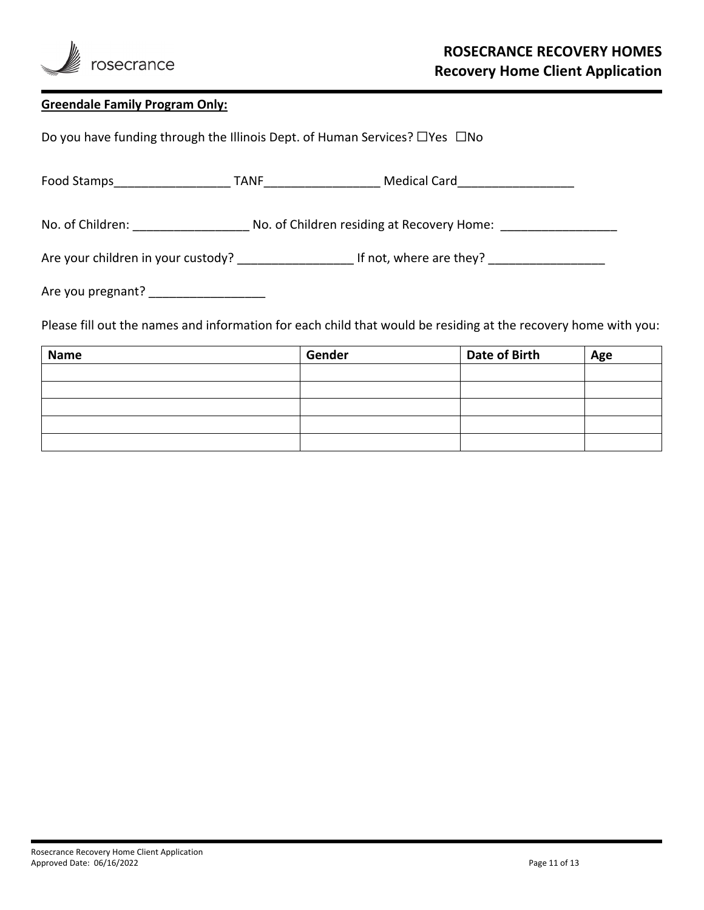# ROSECRANCE RECOVERY HOMES
## Recovery Home Client Application

**Greendale Family Program Only:**

Do you have funding through the Illinois Dept. of Human Services? ☐Yes ☐No

Food Stamps_________________ TANF_________________ Medical Card_________________

No. of Children: _________________ No. of Children residing at Recovery Home: _________________

Are your children in your custody? _________________ If not, where are they? _________________

Are you pregnant? _________________

Please fill out the names and information for each child that would be residing at the recovery home with you:

| Name | Gender | Date of Birth | Age |
|---|---|---|---|
| | | | |
| | | | |
| | | | |
| | | | |
| | | | |

Rosecrance Recovery Home Client Application
Approved Date: 06/16/2022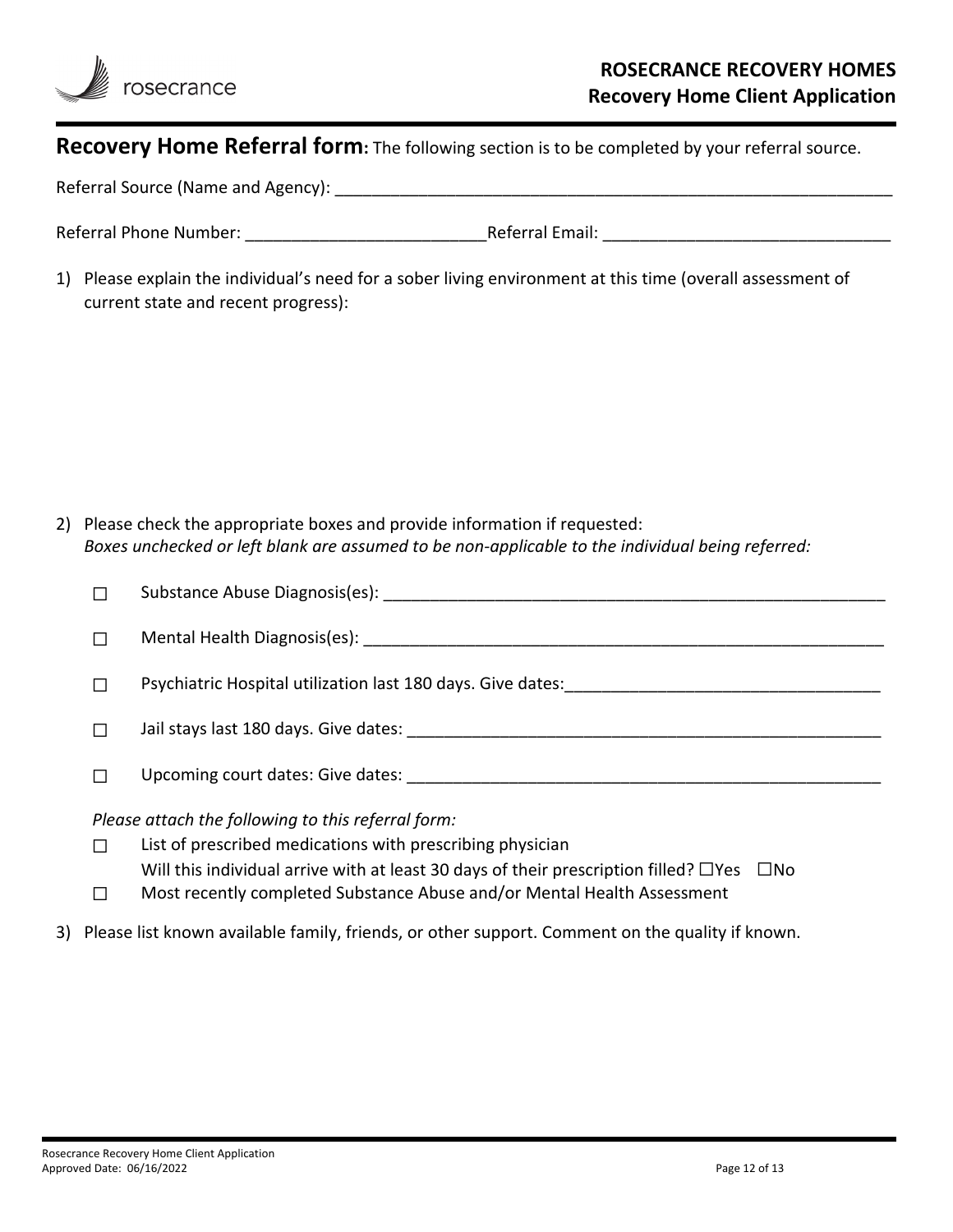# ROSECRANCE RECOVERY HOMES
## Recovery Home Client Application

**Recovery Home Referral form:** The following section is to be completed by your referral source.

Referral Source (Name and Agency): ______________________________________________________________

Referral Phone Number: _________________________Referral Email: ______________________________

1) Please explain the individual's need for a sober living environment at this time (overall assessment of current state and recent progress):

2) Please check the appropriate boxes and provide information if requested:
   *Boxes unchecked or left blank are assumed to be non-applicable to the individual being referred:*

   ☐ Substance Abuse Diagnosis(es): ______________________________________________________

   ☐ Mental Health Diagnosis(es): ________________________________________________________

   ☐ Psychiatric Hospital utilization last 180 days. Give dates:_________________________________

   ☐ Jail stays last 180 days. Give dates: __________________________________________________

   ☐ Upcoming court dates: Give dates: ___________________________________________________

   *Please attach the following to this referral form:*

   ☐ List of prescribed medications with prescribing physician
   Will this individual arrive with at least 30 days of their prescription filled? ☐Yes ☐No

   ☐ Most recently completed Substance Abuse and/or Mental Health Assessment

3) Please list known available family, friends, or other support. Comment on the quality if known.

Rosecrance Recovery Home Client Application
Approved Date: 06/16/2022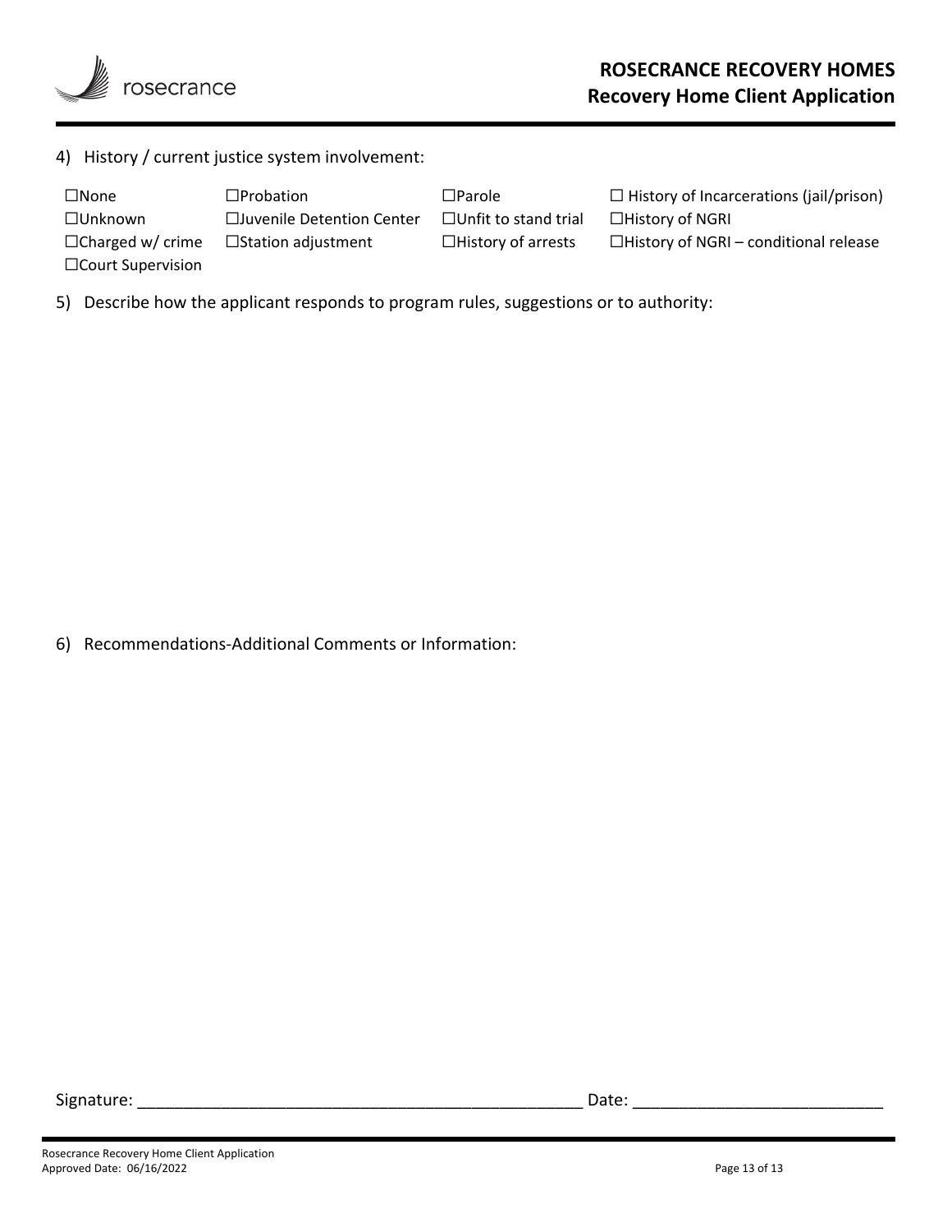4) History / current justice system involvement:

| | | | |
|---|---|---|---|
| ☐None | ☐Probation | ☐Parole | ☐ History of Incarcerations (jail/prison) |
| ☐Unknown | ☐Juvenile Detention Center | ☐Unfit to stand trial | ☐History of NGRI |
| ☐Charged w/ crime | ☐Station adjustment | ☐History of arrests | ☐History of NGRI – conditional release |
| ☐Court Supervision | | | |

5) Describe how the applicant responds to program rules, suggestions or to authority:

6) Recommendations-Additional Comments or Information:

Signature: ___________________________________________________ Date: ___________________________